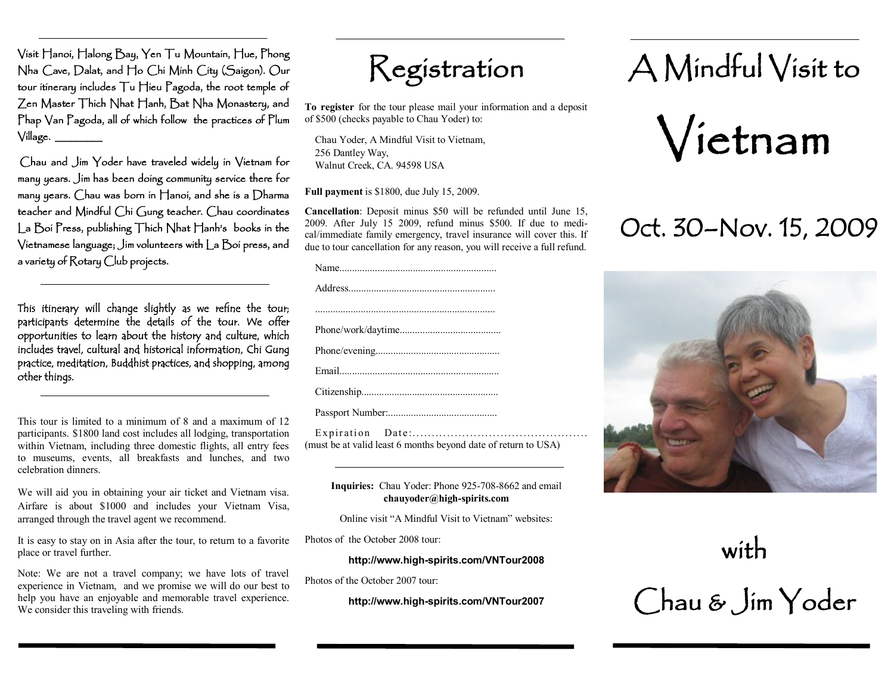Visit Hanoi, Halong Bay, Yen Tu Mountain, Hue, Phong Nha Cave, Dalat, and Ho Chi Minh City (Saigon). Our tour itinerary includes Tu Hieu Pagoda, the root temple of Zen Master Thich Nhat Hanh, Bat Nha Monastery, and Phap Van Pagoda, all of which follow the practices of Plum Village. ________

Chau and Jim Yoder have traveled widely in Vietnam for many years. Jim has been doing community service there for many years. Chau was born in Hanoi, and she is a Dharma teacher and Mindful Chi Gung teacher. Chau coordinates La Boi Press, publishing Thich Nhat Hanh's books in the Vietnamese language; Jim volunteers with La Boi press, and a variety of Rotary Club projects.

---

This itinerary will change slightly as we refine the tour; participants determine the details of the tour. We offer opportunities to learn about the history and culture, which includes travel, cultural and historical information, Chi Gung practice, meditation, Buddhist practices, and shopping, among other things.

---

This tour is limited to a minimum of 8 and a maximum of 12 participants. $1800 land cost includes all lodging, transportation within Vietnam, including three domestic flights, all entry fees to museums, events, all breakfasts and lunches, and two celebration dinners.

We will aid you in obtaining your air ticket and Vietnam visa. Airfare is about $1000 and includes your Vietnam Visa, arranged through the travel agent we recommend.

It is easy to stay on in Asia after the tour, to return to a favorite place or travel further.

Note: We are not a travel company; we have lots of travel experience in Vietnam, and we promise we will do our best to help you have an enjoyable and memorable travel experience. We consider this traveling with friends.

# Registration

**To register** for the tour please mail your information and a deposit of $500 (checks payable to Chau Yoder) to:

Chau Yoder, A Mindful Visit to Vietnam,
256 Dantley Way,
Walnut Creek, CA. 94598 USA

**Full payment** is $1800, due July 15, 2009.

**Cancellation**: Deposit minus $50 will be refunded until June 15, 2009. After July 15 2009, refund minus $500. If due to medical/immediate family emergency, travel insurance will cover this. If due to tour cancellation for any reason, you will receive a full refund.

Name.............................................................

Address..........................................................

.......................................................................

Phone/work/daytime........................................

Phone/evening.................................................

Email...............................................................

Citizenship......................................................

Passport Number:...........................................

Expiration Date:.............................................
(must be at valid least 6 months beyond date of return to USA)

---

**Inquiries:** Chau Yoder: Phone 925-708-8662 and email **chauyoder@high-spirits.com**

Online visit "A Mindful Visit to Vietnam" websites:

Photos of the October 2008 tour:

**http://www.high-spirits.com/VNTour2008**

Photos of the October 2007 tour:

**http://www.high-spirits.com/VNTour2007**

# A Mindful Visit to Vietnam

## Oct. 30–Nov. 15, 2009

## with Chau & Jim Yoder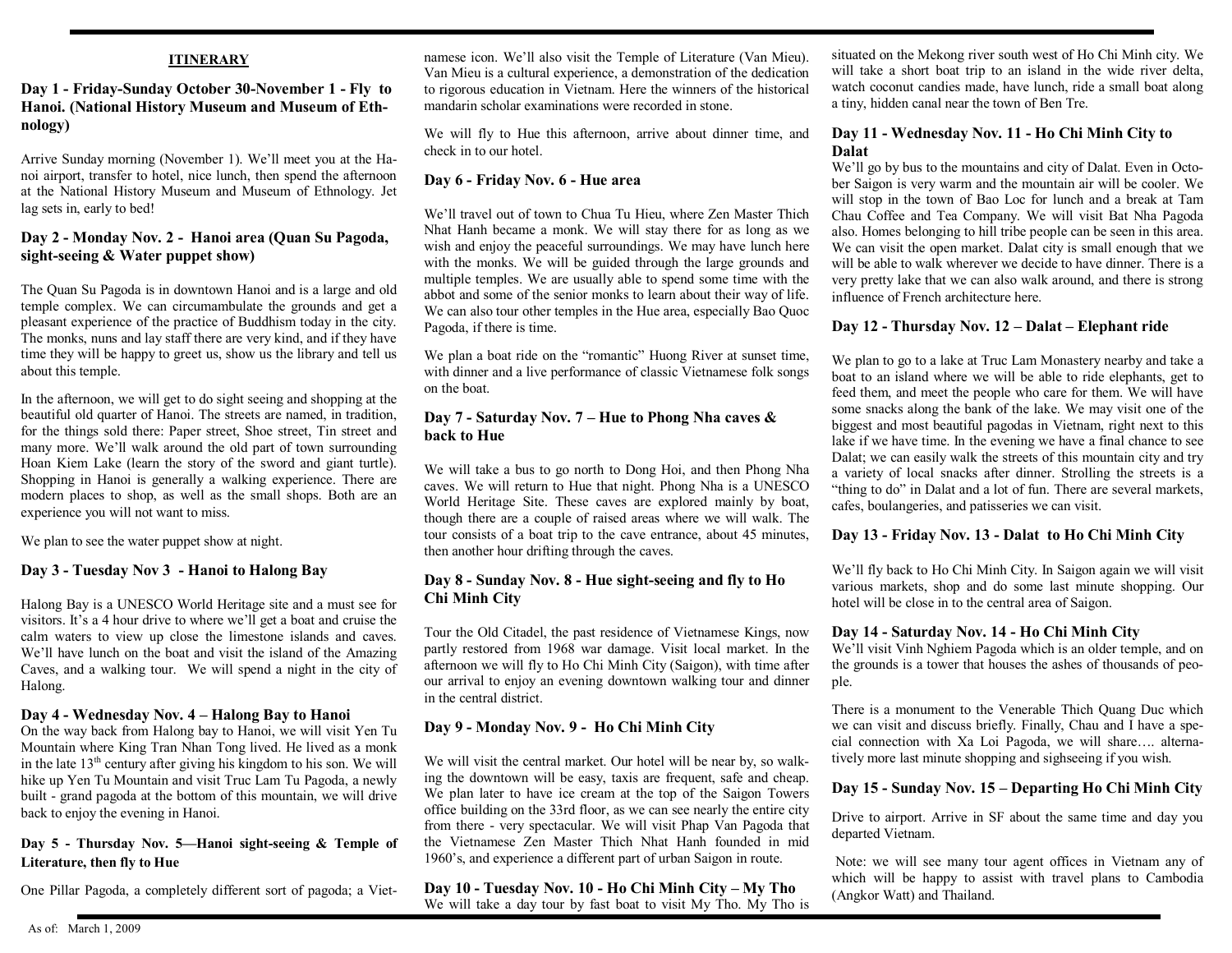## ITINERARY

### Day 1 - Friday-Sunday October 30-November 1 - Fly to Hanoi. (National History Museum and Museum of Ethnology)

Arrive Sunday morning (November 1). We'll meet you at the Hanoi airport, transfer to hotel, nice lunch, then spend the afternoon at the National History Museum and Museum of Ethnology. Jet lag sets in, early to bed!

### Day 2 - Monday Nov. 2 - Hanoi area (Quan Su Pagoda, sight-seeing & Water puppet show)

The Quan Su Pagoda is in downtown Hanoi and is a large and old temple complex. We can circumambulate the grounds and get a pleasant experience of the practice of Buddhism today in the city. The monks, nuns and lay staff there are very kind, and if they have time they will be happy to greet us, show us the library and tell us about this temple.

In the afternoon, we will get to do sight seeing and shopping at the beautiful old quarter of Hanoi. The streets are named, in tradition, for the things sold there: Paper street, Shoe street, Tin street and many more. We'll walk around the old part of town surrounding Hoan Kiem Lake (learn the story of the sword and giant turtle). Shopping in Hanoi is generally a walking experience. There are modern places to shop, as well as the small shops. Both are an experience you will not want to miss.

We plan to see the water puppet show at night.

### Day 3 - Tuesday Nov 3 - Hanoi to Halong Bay

Halong Bay is a UNESCO World Heritage site and a must see for visitors. It's a 4 hour drive to where we'll get a boat and cruise the calm waters to view up close the limestone islands and caves. We'll have lunch on the boat and visit the island of the Amazing Caves, and a walking tour. We will spend a night in the city of Halong.

### Day 4 - Wednesday Nov. 4 – Halong Bay to Hanoi

On the way back from Halong bay to Hanoi, we will visit Yen Tu Mountain where King Tran Nhan Tong lived. He lived as a monk in the late 13th century after giving his kingdom to his son. We will hike up Yen Tu Mountain and visit Truc Lam Tu Pagoda, a newly built - grand pagoda at the bottom of this mountain, we will drive back to enjoy the evening in Hanoi.

### Day 5 - Thursday Nov. 5—Hanoi sight-seeing & Temple of Literature, then fly to Hue

One Pillar Pagoda, a completely different sort of pagoda; a Vietnamese icon. We'll also visit the Temple of Literature (Van Mieu). Van Mieu is a cultural experience, a demonstration of the dedication to rigorous education in Vietnam. Here the winners of the historical mandarin scholar examinations were recorded in stone.

We will fly to Hue this afternoon, arrive about dinner time, and check in to our hotel.

### Day 6 - Friday Nov. 6 - Hue area

We'll travel out of town to Chua Tu Hieu, where Zen Master Thich Nhat Hanh became a monk. We will stay there for as long as we wish and enjoy the peaceful surroundings. We may have lunch here with the monks. We will be guided through the large grounds and multiple temples. We are usually able to spend some time with the abbot and some of the senior monks to learn about their way of life. We can also tour other temples in the Hue area, especially Bao Quoc Pagoda, if there is time.

We plan a boat ride on the "romantic" Huong River at sunset time, with dinner and a live performance of classic Vietnamese folk songs on the boat.

### Day 7 - Saturday Nov. 7 – Hue to Phong Nha caves & back to Hue

We will take a bus to go north to Dong Hoi, and then Phong Nha caves. We will return to Hue that night. Phong Nha is a UNESCO World Heritage Site. These caves are explored mainly by boat, though there are a couple of raised areas where we will walk. The tour consists of a boat trip to the cave entrance, about 45 minutes, then another hour drifting through the caves.

### Day 8 - Sunday Nov. 8 - Hue sight-seeing and fly to Ho Chi Minh City

Tour the Old Citadel, the past residence of Vietnamese Kings, now partly restored from 1968 war damage. Visit local market. In the afternoon we will fly to Ho Chi Minh City (Saigon), with time after our arrival to enjoy an evening downtown walking tour and dinner in the central district.

### Day 9 - Monday Nov. 9 - Ho Chi Minh City

We will visit the central market. Our hotel will be near by, so walking the downtown will be easy, taxis are frequent, safe and cheap. We plan later to have ice cream at the top of the Saigon Towers office building on the 33rd floor, as we can see nearly the entire city from there - very spectacular. We will visit Phap Van Pagoda that the Vietnamese Zen Master Thich Nhat Hanh founded in mid 1960's, and experience a different part of urban Saigon in route.

### Day 10 - Tuesday Nov. 10 - Ho Chi Minh City – My Tho

We will take a day tour by fast boat to visit My Tho. My Tho is situated on the Mekong river south west of Ho Chi Minh city. We will take a short boat trip to an island in the wide river delta, watch coconut candies made, have lunch, ride a small boat along a tiny, hidden canal near the town of Ben Tre.

### Day 11 - Wednesday Nov. 11 - Ho Chi Minh City to Dalat

We'll go by bus to the mountains and city of Dalat. Even in October Saigon is very warm and the mountain air will be cooler. We will stop in the town of Bao Loc for lunch and a break at Tam Chau Coffee and Tea Company. We will visit Bat Nha Pagoda also. Homes belonging to hill tribe people can be seen in this area. We can visit the open market. Dalat city is small enough that we will be able to walk wherever we decide to have dinner. There is a very pretty lake that we can also walk around, and there is strong influence of French architecture here.

### Day 12 - Thursday Nov. 12 – Dalat – Elephant ride

We plan to go to a lake at Truc Lam Monastery nearby and take a boat to an island where we will be able to ride elephants, get to feed them, and meet the people who care for them. We will have some snacks along the bank of the lake. We may visit one of the biggest and most beautiful pagodas in Vietnam, right next to this lake if we have time. In the evening we have a final chance to see Dalat; we can easily walk the streets of this mountain city and try a variety of local snacks after dinner. Strolling the streets is a "thing to do" in Dalat and a lot of fun. There are several markets, cafes, boulangeries, and patisseries we can visit.

### Day 13 - Friday Nov. 13 - Dalat to Ho Chi Minh City

We'll fly back to Ho Chi Minh City. In Saigon again we will visit various markets, shop and do some last minute shopping. Our hotel will be close in to the central area of Saigon.

### Day 14 - Saturday Nov. 14 - Ho Chi Minh City

We'll visit Vinh Nghiem Pagoda which is an older temple, and on the grounds is a tower that houses the ashes of thousands of people.

There is a monument to the Venerable Thich Quang Duc which we can visit and discuss briefly. Finally, Chau and I have a special connection with Xa Loi Pagoda, we will share…. alternatively more last minute shopping and sighseeing if you wish.

### Day 15 - Sunday Nov. 15 – Departing Ho Chi Minh City

Drive to airport. Arrive in SF about the same time and day you departed Vietnam.

Note: we will see many tour agent offices in Vietnam any of which will be happy to assist with travel plans to Cambodia (Angkor Watt) and Thailand.

As of: March 1, 2009